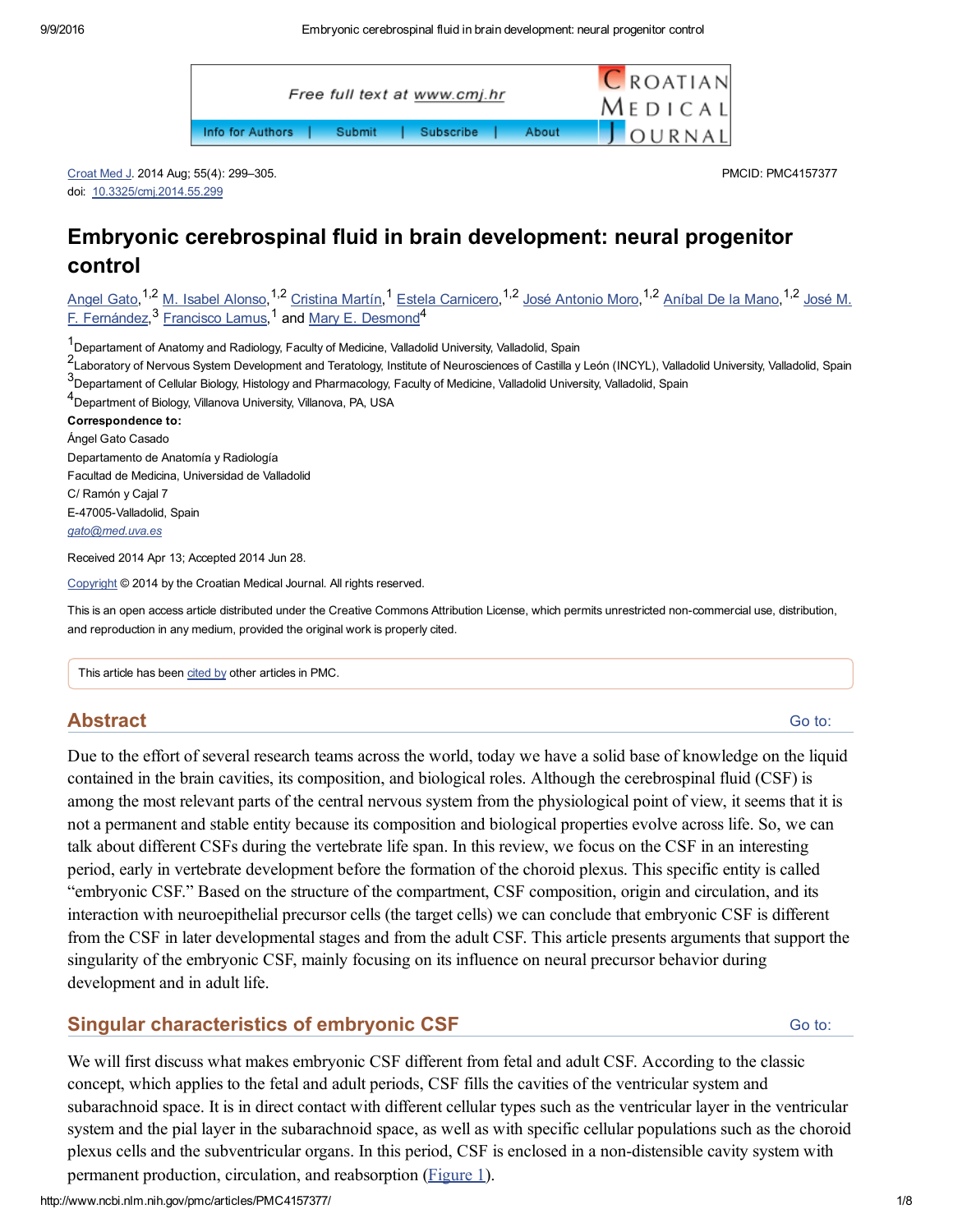Croat Med J. 2014 Aug; 55(4): 299–305.
doi: 10.3325/cmj.2014.55.299

PMCID: PMC4157377

# Embryonic cerebrospinal fluid in brain development: neural progenitor control

Angel Gato,[1,2] M. Isabel Alonso,[1,2] Cristina Martín,[1] Estela Carnicero,[1,2] José Antonio Moro,[1,2] Aníbal De la Mano,[1,2] José M. F. Fernández,[3] Francisco Lamus,[1] and Mary E. Desmond[4]

[1]Departament of Anatomy and Radiology, Faculty of Medicine, Valladolid University, Valladolid, Spain
[2]Laboratory of Nervous System Development and Teratology, Institute of Neurosciences of Castilla y León (INCYL), Valladolid University, Valladolid, Spain
[3]Departament of Cellular Biology, Histology and Pharmacology, Faculty of Medicine, Valladolid University, Valladolid, Spain
[4]Department of Biology, Villanova University, Villanova, PA, USA

**Correspondence to:**
Ángel Gato Casado
Departamento de Anatomía y Radiología
Facultad de Medicina, Universidad de Valladolid
C/ Ramón y Cajal 7
E-47005-Valladolid, Spain
*gato@med.uva.es*

Received 2014 Apr 13; Accepted 2014 Jun 28.

Copyright © 2014 by the Croatian Medical Journal. All rights reserved.

This is an open access article distributed under the Creative Commons Attribution License, which permits unrestricted non-commercial use, distribution, and reproduction in any medium, provided the original work is properly cited.

This article has been cited by other articles in PMC.

## Abstract

Due to the effort of several research teams across the world, today we have a solid base of knowledge on the liquid contained in the brain cavities, its composition, and biological roles. Although the cerebrospinal fluid (CSF) is among the most relevant parts of the central nervous system from the physiological point of view, it seems that it is not a permanent and stable entity because its composition and biological properties evolve across life. So, we can talk about different CSFs during the vertebrate life span. In this review, we focus on the CSF in an interesting period, early in vertebrate development before the formation of the choroid plexus. This specific entity is called "embryonic CSF." Based on the structure of the compartment, CSF composition, origin and circulation, and its interaction with neuroepithelial precursor cells (the target cells) we can conclude that embryonic CSF is different from the CSF in later developmental stages and from the adult CSF. This article presents arguments that support the singularity of the embryonic CSF, mainly focusing on its influence on neural precursor behavior during development and in adult life.

## Singular characteristics of embryonic CSF

We will first discuss what makes embryonic CSF different from fetal and adult CSF. According to the classic concept, which applies to the fetal and adult periods, CSF fills the cavities of the ventricular system and subarachnoid space. It is in direct contact with different cellular types such as the ventricular layer in the ventricular system and the pial layer in the subarachnoid space, as well as with specific cellular populations such as the choroid plexus cells and the subventricular organs. In this period, CSF is enclosed in a non-distensible cavity system with permanent production, circulation, and reabsorption (Figure 1).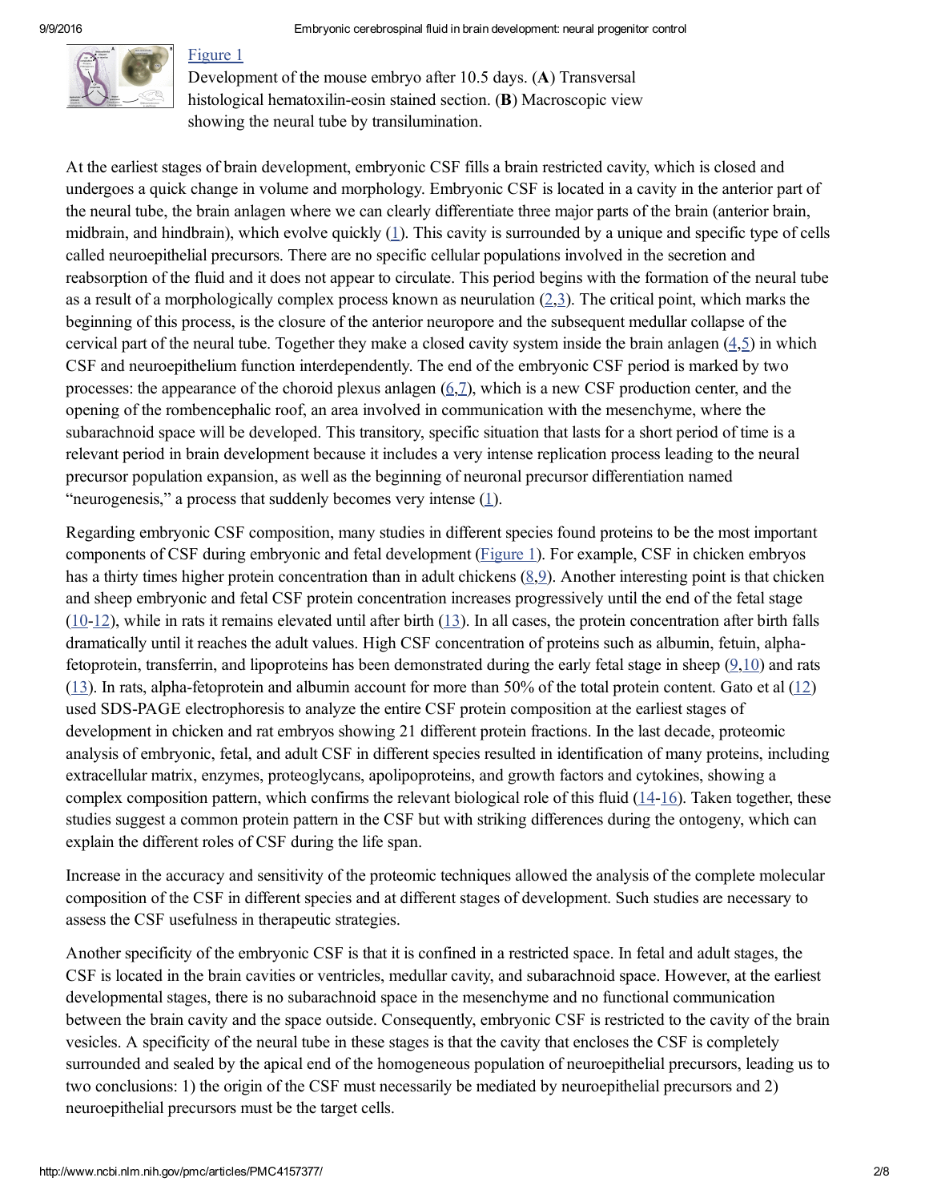[Figure 1](#)

Development of the mouse embryo after 10.5 days. (**A**) Transversal histological hematoxilin-eosin stained section. (**B**) Macroscopic view showing the neural tube by transilumination.

At the earliest stages of brain development, embryonic CSF fills a brain restricted cavity, which is closed and undergoes a quick change in volume and morphology. Embryonic CSF is located in a cavity in the anterior part of the neural tube, the brain anlagen where we can clearly differentiate three major parts of the brain (anterior brain, midbrain, and hindbrain), which evolve quickly (1). This cavity is surrounded by a unique and specific type of cells called neuroepithelial precursors. There are no specific cellular populations involved in the secretion and reabsorption of the fluid and it does not appear to circulate. This period begins with the formation of the neural tube as a result of a morphologically complex process known as neurulation (2,3). The critical point, which marks the beginning of this process, is the closure of the anterior neuropore and the subsequent medullar collapse of the cervical part of the neural tube. Together they make a closed cavity system inside the brain anlagen (4,5) in which CSF and neuroepithelium function interdependently. The end of the embryonic CSF period is marked by two processes: the appearance of the choroid plexus anlagen (6,7), which is a new CSF production center, and the opening of the rombencephalic roof, an area involved in communication with the mesenchyme, where the subarachnoid space will be developed. This transitory, specific situation that lasts for a short period of time is a relevant period in brain development because it includes a very intense replication process leading to the neural precursor population expansion, as well as the beginning of neuronal precursor differentiation named "neurogenesis," a process that suddenly becomes very intense (1).

Regarding embryonic CSF composition, many studies in different species found proteins to be the most important components of CSF during embryonic and fetal development (Figure 1). For example, CSF in chicken embryos has a thirty times higher protein concentration than in adult chickens (8,9). Another interesting point is that chicken and sheep embryonic and fetal CSF protein concentration increases progressively until the end of the fetal stage (10-12), while in rats it remains elevated until after birth (13). In all cases, the protein concentration after birth falls dramatically until it reaches the adult values. High CSF concentration of proteins such as albumin, fetuin, alpha-fetoprotein, transferrin, and lipoproteins has been demonstrated during the early fetal stage in sheep (9,10) and rats (13). In rats, alpha-fetoprotein and albumin account for more than 50% of the total protein content. Gato et al (12) used SDS-PAGE electrophoresis to analyze the entire CSF protein composition at the earliest stages of development in chicken and rat embryos showing 21 different protein fractions. In the last decade, proteomic analysis of embryonic, fetal, and adult CSF in different species resulted in identification of many proteins, including extracellular matrix, enzymes, proteoglycans, apolipoproteins, and growth factors and cytokines, showing a complex composition pattern, which confirms the relevant biological role of this fluid (14-16). Taken together, these studies suggest a common protein pattern in the CSF but with striking differences during the ontogeny, which can explain the different roles of CSF during the life span.

Increase in the accuracy and sensitivity of the proteomic techniques allowed the analysis of the complete molecular composition of the CSF in different species and at different stages of development. Such studies are necessary to assess the CSF usefulness in therapeutic strategies.

Another specificity of the embryonic CSF is that it is confined in a restricted space. In fetal and adult stages, the CSF is located in the brain cavities or ventricles, medullar cavity, and subarachnoid space. However, at the earliest developmental stages, there is no subarachnoid space in the mesenchyme and no functional communication between the brain cavity and the space outside. Consequently, embryonic CSF is restricted to the cavity of the brain vesicles. A specificity of the neural tube in these stages is that the cavity that encloses the CSF is completely surrounded and sealed by the apical end of the homogeneous population of neuroepithelial precursors, leading us to two conclusions: 1) the origin of the CSF must necessarily be mediated by neuroepithelial precursors and 2) neuroepithelial precursors must be the target cells.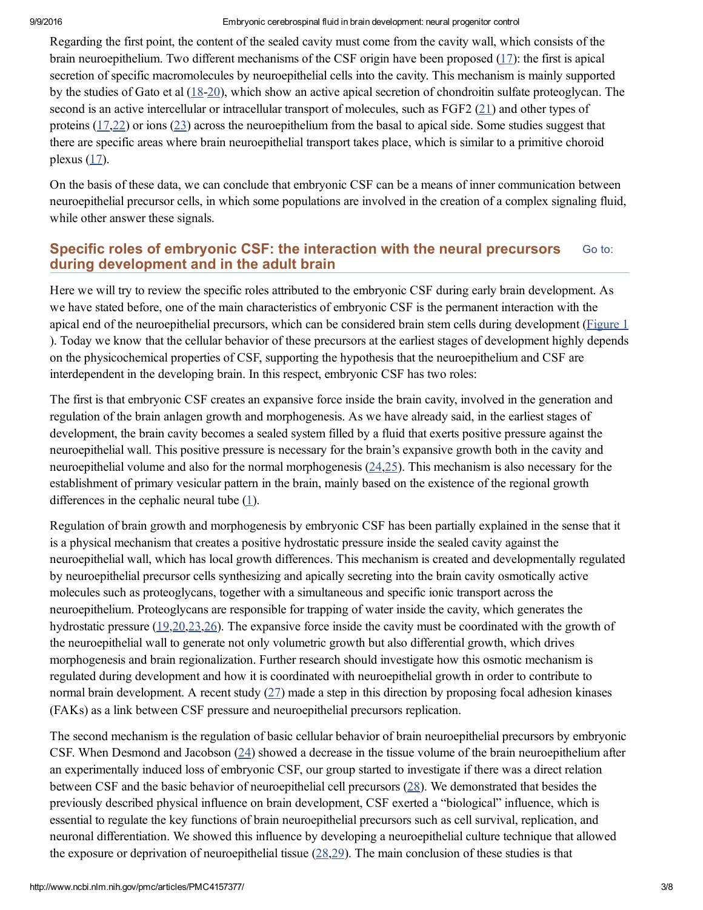Regarding the first point, the content of the sealed cavity must come from the cavity wall, which consists of the brain neuroepithelium. Two different mechanisms of the CSF origin have been proposed (17): the first is apical secretion of specific macromolecules by neuroepithelial cells into the cavity. This mechanism is mainly supported by the studies of Gato et al (18-20), which show an active apical secretion of chondroitin sulfate proteoglycan. The second is an active intercellular or intracellular transport of molecules, such as FGF2 (21) and other types of proteins (17,22) or ions (23) across the neuroepithelium from the basal to apical side. Some studies suggest that there are specific areas where brain neuroepithelial transport takes place, which is similar to a primitive choroid plexus (17).

On the basis of these data, we can conclude that embryonic CSF can be a means of inner communication between neuroepithelial precursor cells, in which some populations are involved in the creation of a complex signaling fluid, while other answer these signals.

## Specific roles of embryonic CSF: the interaction with the neural precursors during development and in the adult brain

Here we will try to review the specific roles attributed to the embryonic CSF during early brain development. As we have stated before, one of the main characteristics of embryonic CSF is the permanent interaction with the apical end of the neuroepithelial precursors, which can be considered brain stem cells during development (Figure 1). Today we know that the cellular behavior of these precursors at the earliest stages of development highly depends on the physicochemical properties of CSF, supporting the hypothesis that the neuroepithelium and CSF are interdependent in the developing brain. In this respect, embryonic CSF has two roles:

The first is that embryonic CSF creates an expansive force inside the brain cavity, involved in the generation and regulation of the brain anlagen growth and morphogenesis. As we have already said, in the earliest stages of development, the brain cavity becomes a sealed system filled by a fluid that exerts positive pressure against the neuroepithelial wall. This positive pressure is necessary for the brain's expansive growth both in the cavity and neuroepithelial volume and also for the normal morphogenesis (24,25). This mechanism is also necessary for the establishment of primary vesicular pattern in the brain, mainly based on the existence of the regional growth differences in the cephalic neural tube (1).

Regulation of brain growth and morphogenesis by embryonic CSF has been partially explained in the sense that it is a physical mechanism that creates a positive hydrostatic pressure inside the sealed cavity against the neuroepithelial wall, which has local growth differences. This mechanism is created and developmentally regulated by neuroepithelial precursor cells synthesizing and apically secreting into the brain cavity osmotically active molecules such as proteoglycans, together with a simultaneous and specific ionic transport across the neuroepithelium. Proteoglycans are responsible for trapping of water inside the cavity, which generates the hydrostatic pressure (19,20,23,26). The expansive force inside the cavity must be coordinated with the growth of the neuroepithelial wall to generate not only volumetric growth but also differential growth, which drives morphogenesis and brain regionalization. Further research should investigate how this osmotic mechanism is regulated during development and how it is coordinated with neuroepithelial growth in order to contribute to normal brain development. A recent study (27) made a step in this direction by proposing focal adhesion kinases (FAKs) as a link between CSF pressure and neuroepithelial precursors replication.

The second mechanism is the regulation of basic cellular behavior of brain neuroepithelial precursors by embryonic CSF. When Desmond and Jacobson (24) showed a decrease in the tissue volume of the brain neuroepithelium after an experimentally induced loss of embryonic CSF, our group started to investigate if there was a direct relation between CSF and the basic behavior of neuroepithelial cell precursors (28). We demonstrated that besides the previously described physical influence on brain development, CSF exerted a "biological" influence, which is essential to regulate the key functions of brain neuroepithelial precursors such as cell survival, replication, and neuronal differentiation. We showed this influence by developing a neuroepithelial culture technique that allowed the exposure or deprivation of neuroepithelial tissue (28,29). The main conclusion of these studies is that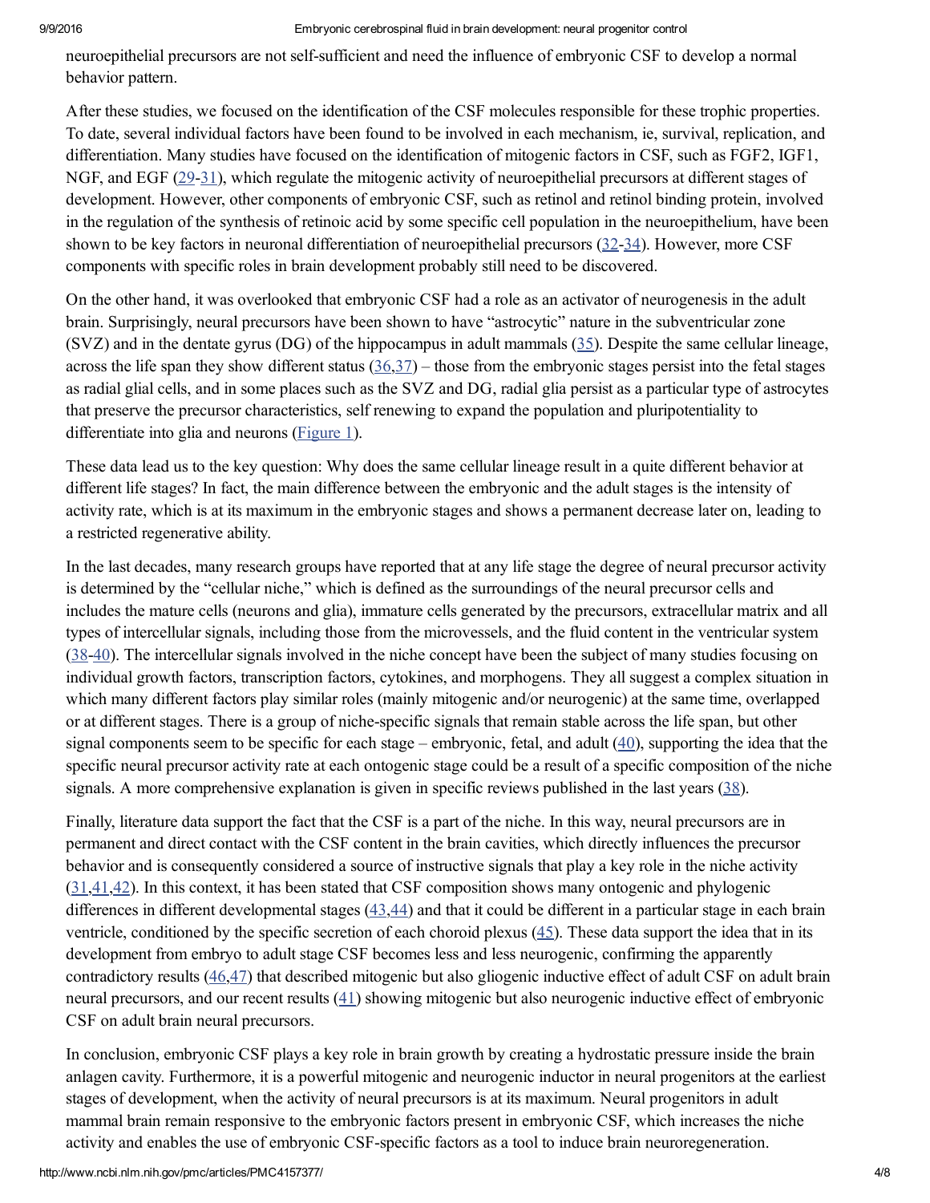neuroepithelial precursors are not self-sufficient and need the influence of embryonic CSF to develop a normal behavior pattern.

After these studies, we focused on the identification of the CSF molecules responsible for these trophic properties. To date, several individual factors have been found to be involved in each mechanism, ie, survival, replication, and differentiation. Many studies have focused on the identification of mitogenic factors in CSF, such as FGF2, IGF1, NGF, and EGF (29-31), which regulate the mitogenic activity of neuroepithelial precursors at different stages of development. However, other components of embryonic CSF, such as retinol and retinol binding protein, involved in the regulation of the synthesis of retinoic acid by some specific cell population in the neuroepithelium, have been shown to be key factors in neuronal differentiation of neuroepithelial precursors (32-34). However, more CSF components with specific roles in brain development probably still need to be discovered.

On the other hand, it was overlooked that embryonic CSF had a role as an activator of neurogenesis in the adult brain. Surprisingly, neural precursors have been shown to have "astrocytic" nature in the subventricular zone (SVZ) and in the dentate gyrus (DG) of the hippocampus in adult mammals (35). Despite the same cellular lineage, across the life span they show different status (36,37) – those from the embryonic stages persist into the fetal stages as radial glial cells, and in some places such as the SVZ and DG, radial glia persist as a particular type of astrocytes that preserve the precursor characteristics, self renewing to expand the population and pluripotentiality to differentiate into glia and neurons (Figure 1).

These data lead us to the key question: Why does the same cellular lineage result in a quite different behavior at different life stages? In fact, the main difference between the embryonic and the adult stages is the intensity of activity rate, which is at its maximum in the embryonic stages and shows a permanent decrease later on, leading to a restricted regenerative ability.

In the last decades, many research groups have reported that at any life stage the degree of neural precursor activity is determined by the "cellular niche," which is defined as the surroundings of the neural precursor cells and includes the mature cells (neurons and glia), immature cells generated by the precursors, extracellular matrix and all types of intercellular signals, including those from the microvessels, and the fluid content in the ventricular system (38-40). The intercellular signals involved in the niche concept have been the subject of many studies focusing on individual growth factors, transcription factors, cytokines, and morphogens. They all suggest a complex situation in which many different factors play similar roles (mainly mitogenic and/or neurogenic) at the same time, overlapped or at different stages. There is a group of niche-specific signals that remain stable across the life span, but other signal components seem to be specific for each stage – embryonic, fetal, and adult (40), supporting the idea that the specific neural precursor activity rate at each ontogenic stage could be a result of a specific composition of the niche signals. A more comprehensive explanation is given in specific reviews published in the last years (38).

Finally, literature data support the fact that the CSF is a part of the niche. In this way, neural precursors are in permanent and direct contact with the CSF content in the brain cavities, which directly influences the precursor behavior and is consequently considered a source of instructive signals that play a key role in the niche activity (31,41,42). In this context, it has been stated that CSF composition shows many ontogenic and phylogenic differences in different developmental stages (43,44) and that it could be different in a particular stage in each brain ventricle, conditioned by the specific secretion of each choroid plexus (45). These data support the idea that in its development from embryo to adult stage CSF becomes less and less neurogenic, confirming the apparently contradictory results (46,47) that described mitogenic but also gliogenic inductive effect of adult CSF on adult brain neural precursors, and our recent results (41) showing mitogenic but also neurogenic inductive effect of embryonic CSF on adult brain neural precursors.

In conclusion, embryonic CSF plays a key role in brain growth by creating a hydrostatic pressure inside the brain anlagen cavity. Furthermore, it is a powerful mitogenic and neurogenic inductor in neural progenitors at the earliest stages of development, when the activity of neural precursors is at its maximum. Neural progenitors in adult mammal brain remain responsive to the embryonic factors present in embryonic CSF, which increases the niche activity and enables the use of embryonic CSF-specific factors as a tool to induce brain neuroregeneration.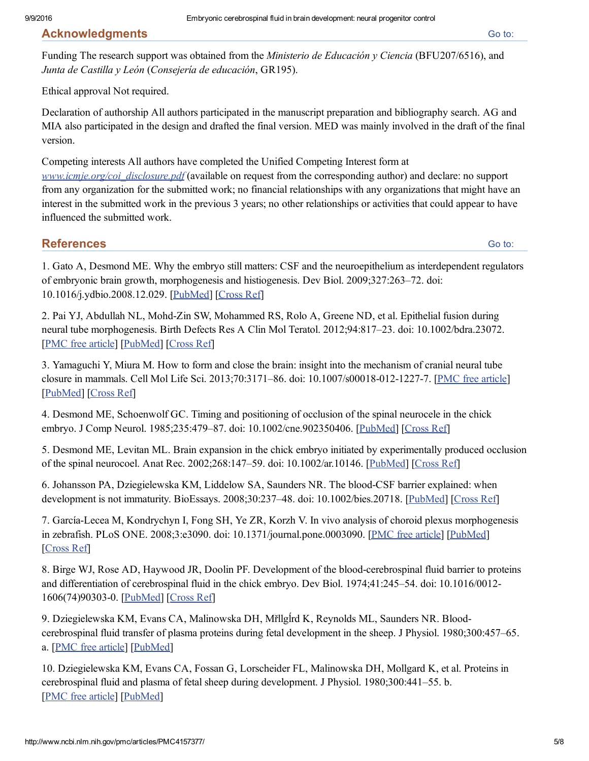## Acknowledgments

Funding The research support was obtained from the *Ministerio de Educación y Ciencia* (BFU207/6516), and *Junta de Castilla y León* (*Consejería de educación*, GR195).

Ethical approval Not required.

Declaration of authorship All authors participated in the manuscript preparation and bibliography search. AG and MIA also participated in the design and drafted the final version. MED was mainly involved in the draft of the final version.

Competing interests All authors have completed the Unified Competing Interest form at *www.icmje.org/coi_disclosure.pdf* (available on request from the corresponding author) and declare: no support from any organization for the submitted work; no financial relationships with any organizations that might have an interest in the submitted work in the previous 3 years; no other relationships or activities that could appear to have influenced the submitted work.

## References

1. Gato A, Desmond ME. Why the embryo still matters: CSF and the neuroepithelium as interdependent regulators of embryonic brain growth, morphogenesis and histiogenesis. Dev Biol. 2009;327:263–72. doi: 10.1016/j.ydbio.2008.12.029. [PubMed] [Cross Ref]

2. Pai YJ, Abdullah NL, Mohd-Zin SW, Mohammed RS, Rolo A, Greene ND, et al. Epithelial fusion during neural tube morphogenesis. Birth Defects Res A Clin Mol Teratol. 2012;94:817–23. doi: 10.1002/bdra.23072. [PMC free article] [PubMed] [Cross Ref]

3. Yamaguchi Y, Miura M. How to form and close the brain: insight into the mechanism of cranial neural tube closure in mammals. Cell Mol Life Sci. 2013;70:3171–86. doi: 10.1007/s00018-012-1227-7. [PMC free article] [PubMed] [Cross Ref]

4. Desmond ME, Schoenwolf GC. Timing and positioning of occlusion of the spinal neurocele in the chick embryo. J Comp Neurol. 1985;235:479–87. doi: 10.1002/cne.902350406. [PubMed] [Cross Ref]

5. Desmond ME, Levitan ML. Brain expansion in the chick embryo initiated by experimentally produced occlusion of the spinal neurocoel. Anat Rec. 2002;268:147–59. doi: 10.1002/ar.10146. [PubMed] [Cross Ref]

6. Johansson PA, Dziegielewska KM, Liddelow SA, Saunders NR. The blood-CSF barrier explained: when development is not immaturity. BioEssays. 2008;30:237–48. doi: 10.1002/bies.20718. [PubMed] [Cross Ref]

7. García-Lecea M, Kondrychyn I, Fong SH, Ye ZR, Korzh V. In vivo analysis of choroid plexus morphogenesis in zebrafish. PLoS ONE. 2008;3:e3090. doi: 10.1371/journal.pone.0003090. [PMC free article] [PubMed] [Cross Ref]

8. Birge WJ, Rose AD, Haywood JR, Doolin PF. Development of the blood-cerebrospinal fluid barrier to proteins and differentiation of cerebrospinal fluid in the chick embryo. Dev Biol. 1974;41:245–54. doi: 10.1016/0012-1606(74)90303-0. [PubMed] [Cross Ref]

9. Dziegielewska KM, Evans CA, Malinowska DH, Mřllgĺrd K, Reynolds ML, Saunders NR. Blood-cerebrospinal fluid transfer of plasma proteins during fetal development in the sheep. J Physiol. 1980;300:457–65. a. [PMC free article] [PubMed]

10. Dziegielewska KM, Evans CA, Fossan G, Lorscheider FL, Malinowska DH, Mollgard K, et al. Proteins in cerebrospinal fluid and plasma of fetal sheep during development. J Physiol. 1980;300:441–55. b. [PMC free article] [PubMed]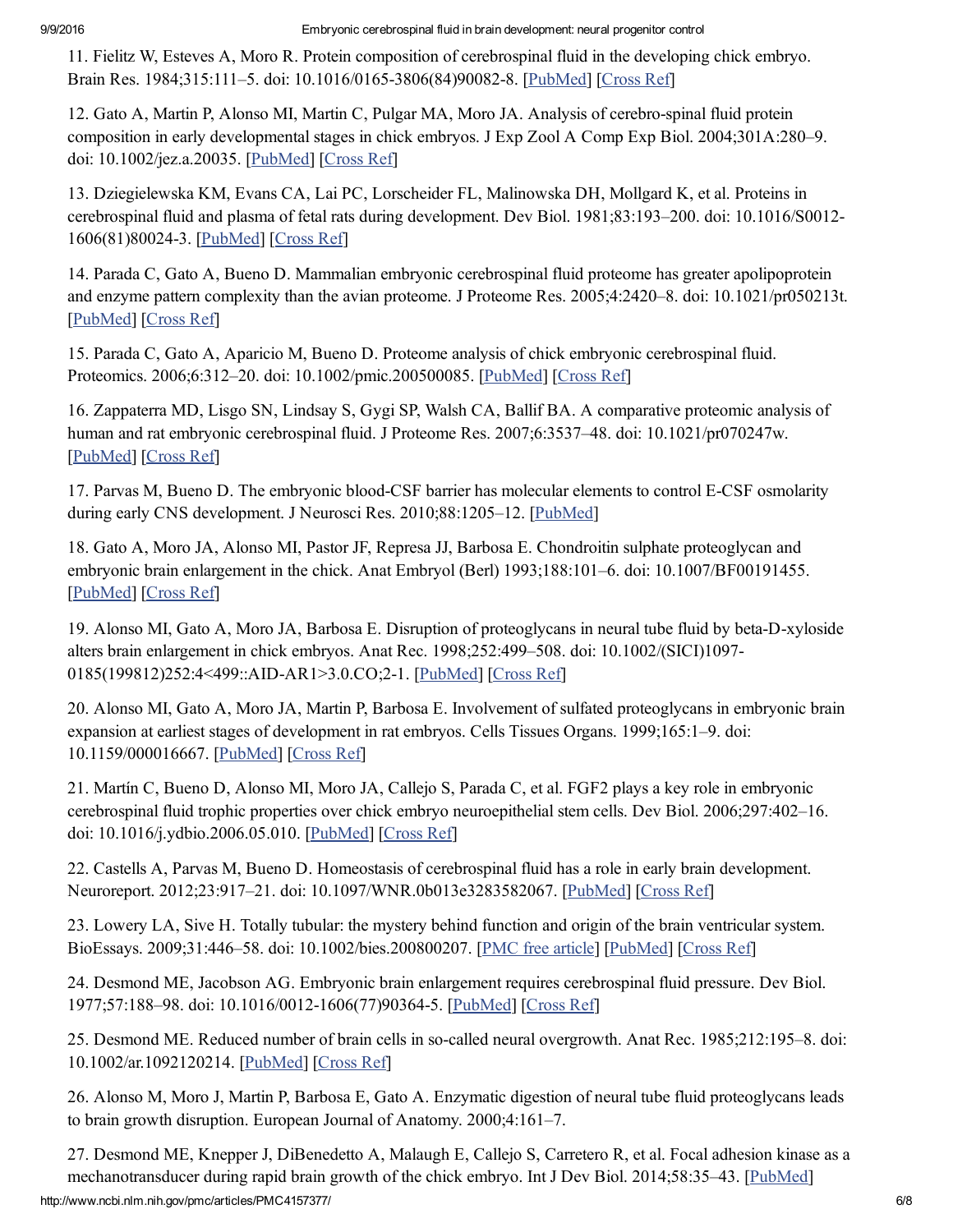11. Fielitz W, Esteves A, Moro R. Protein composition of cerebrospinal fluid in the developing chick embryo. Brain Res. 1984;315:111–5. doi: 10.1016/0165-3806(84)90082-8. [PubMed] [Cross Ref]

12. Gato A, Martin P, Alonso MI, Martin C, Pulgar MA, Moro JA. Analysis of cerebro-spinal fluid protein composition in early developmental stages in chick embryos. J Exp Zool A Comp Exp Biol. 2004;301A:280–9. doi: 10.1002/jez.a.20035. [PubMed] [Cross Ref]

13. Dziegielewska KM, Evans CA, Lai PC, Lorscheider FL, Malinowska DH, Mollgard K, et al. Proteins in cerebrospinal fluid and plasma of fetal rats during development. Dev Biol. 1981;83:193–200. doi: 10.1016/S0012-1606(81)80024-3. [PubMed] [Cross Ref]

14. Parada C, Gato A, Bueno D. Mammalian embryonic cerebrospinal fluid proteome has greater apolipoprotein and enzyme pattern complexity than the avian proteome. J Proteome Res. 2005;4:2420–8. doi: 10.1021/pr050213t. [PubMed] [Cross Ref]

15. Parada C, Gato A, Aparicio M, Bueno D. Proteome analysis of chick embryonic cerebrospinal fluid. Proteomics. 2006;6:312–20. doi: 10.1002/pmic.200500085. [PubMed] [Cross Ref]

16. Zappaterra MD, Lisgo SN, Lindsay S, Gygi SP, Walsh CA, Ballif BA. A comparative proteomic analysis of human and rat embryonic cerebrospinal fluid. J Proteome Res. 2007;6:3537–48. doi: 10.1021/pr070247w. [PubMed] [Cross Ref]

17. Parvas M, Bueno D. The embryonic blood-CSF barrier has molecular elements to control E-CSF osmolarity during early CNS development. J Neurosci Res. 2010;88:1205–12. [PubMed]

18. Gato A, Moro JA, Alonso MI, Pastor JF, Represa JJ, Barbosa E. Chondroitin sulphate proteoglycan and embryonic brain enlargement in the chick. Anat Embryol (Berl) 1993;188:101–6. doi: 10.1007/BF00191455. [PubMed] [Cross Ref]

19. Alonso MI, Gato A, Moro JA, Barbosa E. Disruption of proteoglycans in neural tube fluid by beta-D-xyloside alters brain enlargement in chick embryos. Anat Rec. 1998;252:499–508. doi: 10.1002/(SICI)1097-0185(199812)252:4<499::AID-AR1>3.0.CO;2-1. [PubMed] [Cross Ref]

20. Alonso MI, Gato A, Moro JA, Martin P, Barbosa E. Involvement of sulfated proteoglycans in embryonic brain expansion at earliest stages of development in rat embryos. Cells Tissues Organs. 1999;165:1–9. doi: 10.1159/000016667. [PubMed] [Cross Ref]

21. Martín C, Bueno D, Alonso MI, Moro JA, Callejo S, Parada C, et al. FGF2 plays a key role in embryonic cerebrospinal fluid trophic properties over chick embryo neuroepithelial stem cells. Dev Biol. 2006;297:402–16. doi: 10.1016/j.ydbio.2006.05.010. [PubMed] [Cross Ref]

22. Castells A, Parvas M, Bueno D. Homeostasis of cerebrospinal fluid has a role in early brain development. Neuroreport. 2012;23:917–21. doi: 10.1097/WNR.0b013e3283582067. [PubMed] [Cross Ref]

23. Lowery LA, Sive H. Totally tubular: the mystery behind function and origin of the brain ventricular system. BioEssays. 2009;31:446–58. doi: 10.1002/bies.200800207. [PMC free article] [PubMed] [Cross Ref]

24. Desmond ME, Jacobson AG. Embryonic brain enlargement requires cerebrospinal fluid pressure. Dev Biol. 1977;57:188–98. doi: 10.1016/0012-1606(77)90364-5. [PubMed] [Cross Ref]

25. Desmond ME. Reduced number of brain cells in so-called neural overgrowth. Anat Rec. 1985;212:195–8. doi: 10.1002/ar.1092120214. [PubMed] [Cross Ref]

26. Alonso M, Moro J, Martin P, Barbosa E, Gato A. Enzymatic digestion of neural tube fluid proteoglycans leads to brain growth disruption. European Journal of Anatomy. 2000;4:161–7.

27. Desmond ME, Knepper J, DiBenedetto A, Malaugh E, Callejo S, Carretero R, et al. Focal adhesion kinase as a mechanotransducer during rapid brain growth of the chick embryo. Int J Dev Biol. 2014;58:35–43. [PubMed]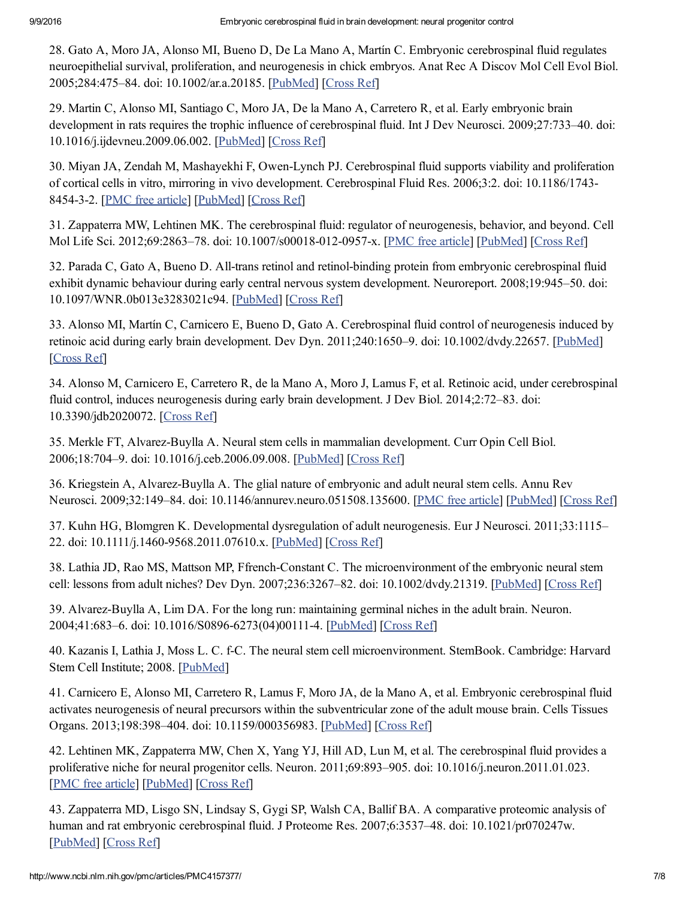28. Gato A, Moro JA, Alonso MI, Bueno D, De La Mano A, Martín C. Embryonic cerebrospinal fluid regulates neuroepithelial survival, proliferation, and neurogenesis in chick embryos. Anat Rec A Discov Mol Cell Evol Biol. 2005;284:475–84. doi: 10.1002/ar.a.20185. [PubMed] [Cross Ref]

29. Martin C, Alonso MI, Santiago C, Moro JA, De la Mano A, Carretero R, et al. Early embryonic brain development in rats requires the trophic influence of cerebrospinal fluid. Int J Dev Neurosci. 2009;27:733–40. doi: 10.1016/j.ijdevneu.2009.06.002. [PubMed] [Cross Ref]

30. Miyan JA, Zendah M, Mashayekhi F, Owen-Lynch PJ. Cerebrospinal fluid supports viability and proliferation of cortical cells in vitro, mirroring in vivo development. Cerebrospinal Fluid Res. 2006;3:2. doi: 10.1186/1743-8454-3-2. [PMC free article] [PubMed] [Cross Ref]

31. Zappaterra MW, Lehtinen MK. The cerebrospinal fluid: regulator of neurogenesis, behavior, and beyond. Cell Mol Life Sci. 2012;69:2863–78. doi: 10.1007/s00018-012-0957-x. [PMC free article] [PubMed] [Cross Ref]

32. Parada C, Gato A, Bueno D. All-trans retinol and retinol-binding protein from embryonic cerebrospinal fluid exhibit dynamic behaviour during early central nervous system development. Neuroreport. 2008;19:945–50. doi: 10.1097/WNR.0b013e3283021c94. [PubMed] [Cross Ref]

33. Alonso MI, Martín C, Carnicero E, Bueno D, Gato A. Cerebrospinal fluid control of neurogenesis induced by retinoic acid during early brain development. Dev Dyn. 2011;240:1650–9. doi: 10.1002/dvdy.22657. [PubMed] [Cross Ref]

34. Alonso M, Carnicero E, Carretero R, de la Mano A, Moro J, Lamus F, et al. Retinoic acid, under cerebrospinal fluid control, induces neurogenesis during early brain development. J Dev Biol. 2014;2:72–83. doi: 10.3390/jdb2020072. [Cross Ref]

35. Merkle FT, Alvarez-Buylla A. Neural stem cells in mammalian development. Curr Opin Cell Biol. 2006;18:704–9. doi: 10.1016/j.ceb.2006.09.008. [PubMed] [Cross Ref]

36. Kriegstein A, Alvarez-Buylla A. The glial nature of embryonic and adult neural stem cells. Annu Rev Neurosci. 2009;32:149–84. doi: 10.1146/annurev.neuro.051508.135600. [PMC free article] [PubMed] [Cross Ref]

37. Kuhn HG, Blomgren K. Developmental dysregulation of adult neurogenesis. Eur J Neurosci. 2011;33:1115–22. doi: 10.1111/j.1460-9568.2011.07610.x. [PubMed] [Cross Ref]

38. Lathia JD, Rao MS, Mattson MP, Ffrench-Constant C. The microenvironment of the embryonic neural stem cell: lessons from adult niches? Dev Dyn. 2007;236:3267–82. doi: 10.1002/dvdy.21319. [PubMed] [Cross Ref]

39. Alvarez-Buylla A, Lim DA. For the long run: maintaining germinal niches in the adult brain. Neuron. 2004;41:683–6. doi: 10.1016/S0896-6273(04)00111-4. [PubMed] [Cross Ref]

40. Kazanis I, Lathia J, Moss L. C. f-C. The neural stem cell microenvironment. StemBook. Cambridge: Harvard Stem Cell Institute; 2008. [PubMed]

41. Carnicero E, Alonso MI, Carretero R, Lamus F, Moro JA, de la Mano A, et al. Embryonic cerebrospinal fluid activates neurogenesis of neural precursors within the subventricular zone of the adult mouse brain. Cells Tissues Organs. 2013;198:398–404. doi: 10.1159/000356983. [PubMed] [Cross Ref]

42. Lehtinen MK, Zappaterra MW, Chen X, Yang YJ, Hill AD, Lun M, et al. The cerebrospinal fluid provides a proliferative niche for neural progenitor cells. Neuron. 2011;69:893–905. doi: 10.1016/j.neuron.2011.01.023. [PMC free article] [PubMed] [Cross Ref]

43. Zappaterra MD, Lisgo SN, Lindsay S, Gygi SP, Walsh CA, Ballif BA. A comparative proteomic analysis of human and rat embryonic cerebrospinal fluid. J Proteome Res. 2007;6:3537–48. doi: 10.1021/pr070247w. [PubMed] [Cross Ref]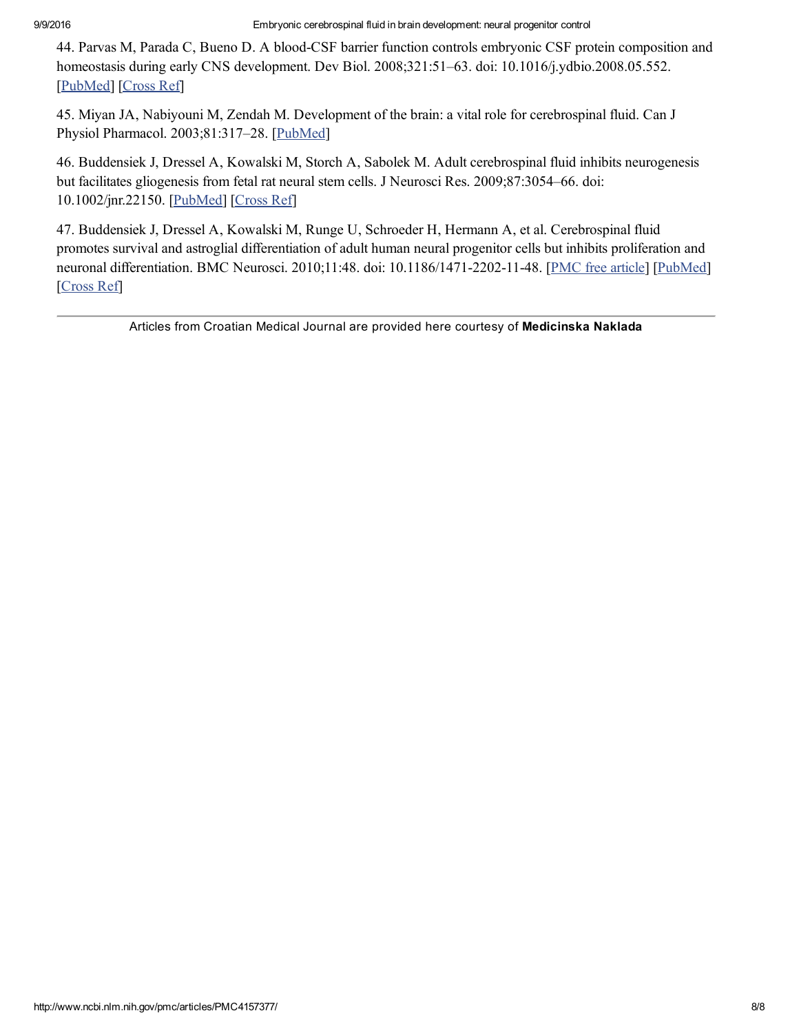44. Parvas M, Parada C, Bueno D. A blood-CSF barrier function controls embryonic CSF protein composition and homeostasis during early CNS development. Dev Biol. 2008;321:51–63. doi: 10.1016/j.ydbio.2008.05.552. [PubMed] [Cross Ref]

45. Miyan JA, Nabiyouni M, Zendah M. Development of the brain: a vital role for cerebrospinal fluid. Can J Physiol Pharmacol. 2003;81:317–28. [PubMed]

46. Buddensiek J, Dressel A, Kowalski M, Storch A, Sabolek M. Adult cerebrospinal fluid inhibits neurogenesis but facilitates gliogenesis from fetal rat neural stem cells. J Neurosci Res. 2009;87:3054–66. doi: 10.1002/jnr.22150. [PubMed] [Cross Ref]

47. Buddensiek J, Dressel A, Kowalski M, Runge U, Schroeder H, Hermann A, et al. Cerebrospinal fluid promotes survival and astroglial differentiation of adult human neural progenitor cells but inhibits proliferation and neuronal differentiation. BMC Neurosci. 2010;11:48. doi: 10.1186/1471-2202-11-48. [PMC free article] [PubMed] [Cross Ref]

---

Articles from Croatian Medical Journal are provided here courtesy of **Medicinska Naklada**